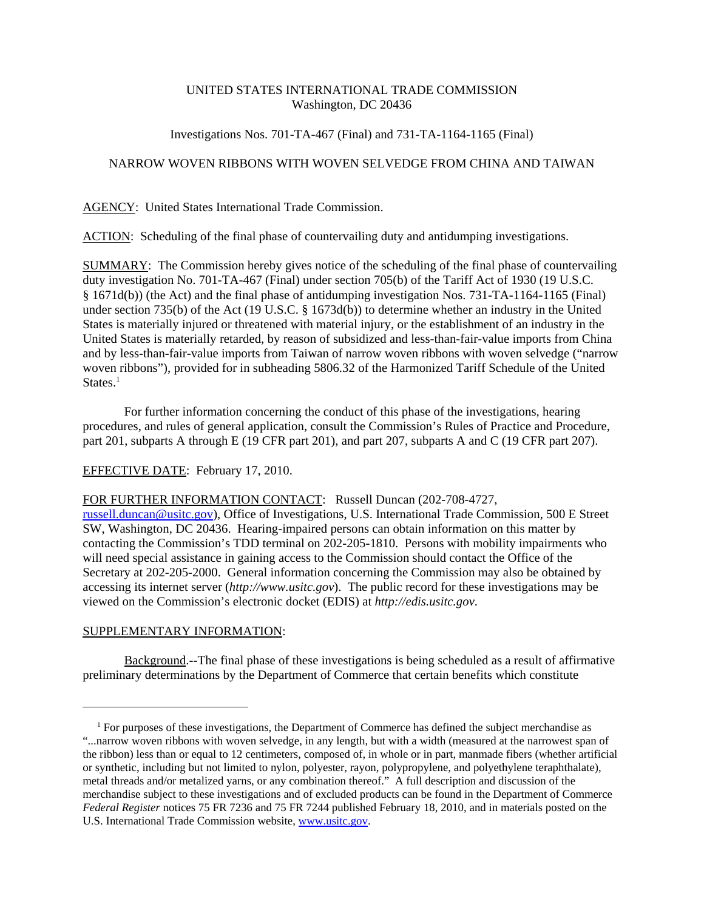UNITED STATES INTERNATIONAL TRADE COMMISSION
Washington, DC 20436

Investigations Nos. 701-TA-467 (Final) and 731-TA-1164-1165 (Final)

NARROW WOVEN RIBBONS WITH WOVEN SELVEDGE FROM CHINA AND TAIWAN

AGENCY: United States International Trade Commission.

ACTION: Scheduling of the final phase of countervailing duty and antidumping investigations.

SUMMARY: The Commission hereby gives notice of the scheduling of the final phase of countervailing duty investigation No. 701-TA-467 (Final) under section 705(b) of the Tariff Act of 1930 (19 U.S.C. § 1671d(b)) (the Act) and the final phase of antidumping investigation Nos. 731-TA-1164-1165 (Final) under section 735(b) of the Act (19 U.S.C. § 1673d(b)) to determine whether an industry in the United States is materially injured or threatened with material injury, or the establishment of an industry in the United States is materially retarded, by reason of subsidized and less-than-fair-value imports from China and by less-than-fair-value imports from Taiwan of narrow woven ribbons with woven selvedge ("narrow woven ribbons"), provided for in subheading 5806.32 of the Harmonized Tariff Schedule of the United States.[1]

For further information concerning the conduct of this phase of the investigations, hearing procedures, and rules of general application, consult the Commission's Rules of Practice and Procedure, part 201, subparts A through E (19 CFR part 201), and part 207, subparts A and C (19 CFR part 207).

EFFECTIVE DATE: February 17, 2010.

FOR FURTHER INFORMATION CONTACT: Russell Duncan (202-708-4727, russell.duncan@usitc.gov), Office of Investigations, U.S. International Trade Commission, 500 E Street SW, Washington, DC 20436. Hearing-impaired persons can obtain information on this matter by contacting the Commission's TDD terminal on 202-205-1810. Persons with mobility impairments who will need special assistance in gaining access to the Commission should contact the Office of the Secretary at 202-205-2000. General information concerning the Commission may also be obtained by accessing its internet server (*http://www.usitc.gov*). The public record for these investigations may be viewed on the Commission's electronic docket (EDIS) at *http://edis.usitc.gov*.

SUPPLEMENTARY INFORMATION:

Background.--The final phase of these investigations is being scheduled as a result of affirmative preliminary determinations by the Department of Commerce that certain benefits which constitute

[1] For purposes of these investigations, the Department of Commerce has defined the subject merchandise as "...narrow woven ribbons with woven selvedge, in any length, but with a width (measured at the narrowest span of the ribbon) less than or equal to 12 centimeters, composed of, in whole or in part, manmade fibers (whether artificial or synthetic, including but not limited to nylon, polyester, rayon, polypropylene, and polyethylene teraphthalate), metal threads and/or metalized yarns, or any combination thereof." A full description and discussion of the merchandise subject to these investigations and of excluded products can be found in the Department of Commerce *Federal Register* notices 75 FR 7236 and 75 FR 7244 published February 18, 2010, and in materials posted on the U.S. International Trade Commission website, www.usitc.gov.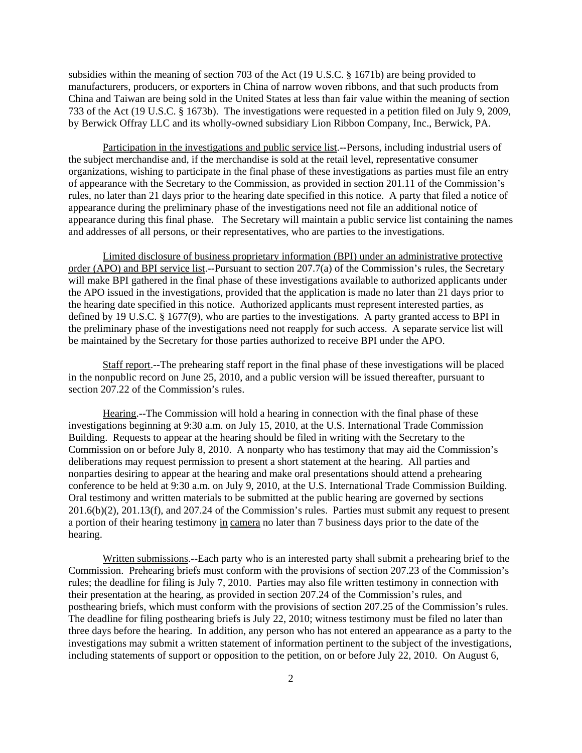subsidies within the meaning of section 703 of the Act (19 U.S.C. § 1671b) are being provided to manufacturers, producers, or exporters in China of narrow woven ribbons, and that such products from China and Taiwan are being sold in the United States at less than fair value within the meaning of section 733 of the Act (19 U.S.C. § 1673b). The investigations were requested in a petition filed on July 9, 2009, by Berwick Offray LLC and its wholly-owned subsidiary Lion Ribbon Company, Inc., Berwick, PA.

Participation in the investigations and public service list.--Persons, including industrial users of the subject merchandise and, if the merchandise is sold at the retail level, representative consumer organizations, wishing to participate in the final phase of these investigations as parties must file an entry of appearance with the Secretary to the Commission, as provided in section 201.11 of the Commission's rules, no later than 21 days prior to the hearing date specified in this notice. A party that filed a notice of appearance during the preliminary phase of the investigations need not file an additional notice of appearance during this final phase. The Secretary will maintain a public service list containing the names and addresses of all persons, or their representatives, who are parties to the investigations.

Limited disclosure of business proprietary information (BPI) under an administrative protective order (APO) and BPI service list.--Pursuant to section 207.7(a) of the Commission's rules, the Secretary will make BPI gathered in the final phase of these investigations available to authorized applicants under the APO issued in the investigations, provided that the application is made no later than 21 days prior to the hearing date specified in this notice. Authorized applicants must represent interested parties, as defined by 19 U.S.C. § 1677(9), who are parties to the investigations. A party granted access to BPI in the preliminary phase of the investigations need not reapply for such access. A separate service list will be maintained by the Secretary for those parties authorized to receive BPI under the APO.

Staff report.--The prehearing staff report in the final phase of these investigations will be placed in the nonpublic record on June 25, 2010, and a public version will be issued thereafter, pursuant to section 207.22 of the Commission's rules.

Hearing.--The Commission will hold a hearing in connection with the final phase of these investigations beginning at 9:30 a.m. on July 15, 2010, at the U.S. International Trade Commission Building. Requests to appear at the hearing should be filed in writing with the Secretary to the Commission on or before July 8, 2010. A nonparty who has testimony that may aid the Commission's deliberations may request permission to present a short statement at the hearing. All parties and nonparties desiring to appear at the hearing and make oral presentations should attend a prehearing conference to be held at 9:30 a.m. on July 9, 2010, at the U.S. International Trade Commission Building. Oral testimony and written materials to be submitted at the public hearing are governed by sections 201.6(b)(2), 201.13(f), and 207.24 of the Commission's rules. Parties must submit any request to present a portion of their hearing testimony in camera no later than 7 business days prior to the date of the hearing.

Written submissions.--Each party who is an interested party shall submit a prehearing brief to the Commission. Prehearing briefs must conform with the provisions of section 207.23 of the Commission's rules; the deadline for filing is July 7, 2010. Parties may also file written testimony in connection with their presentation at the hearing, as provided in section 207.24 of the Commission's rules, and posthearing briefs, which must conform with the provisions of section 207.25 of the Commission's rules. The deadline for filing posthearing briefs is July 22, 2010; witness testimony must be filed no later than three days before the hearing. In addition, any person who has not entered an appearance as a party to the investigations may submit a written statement of information pertinent to the subject of the investigations, including statements of support or opposition to the petition, on or before July 22, 2010. On August 6,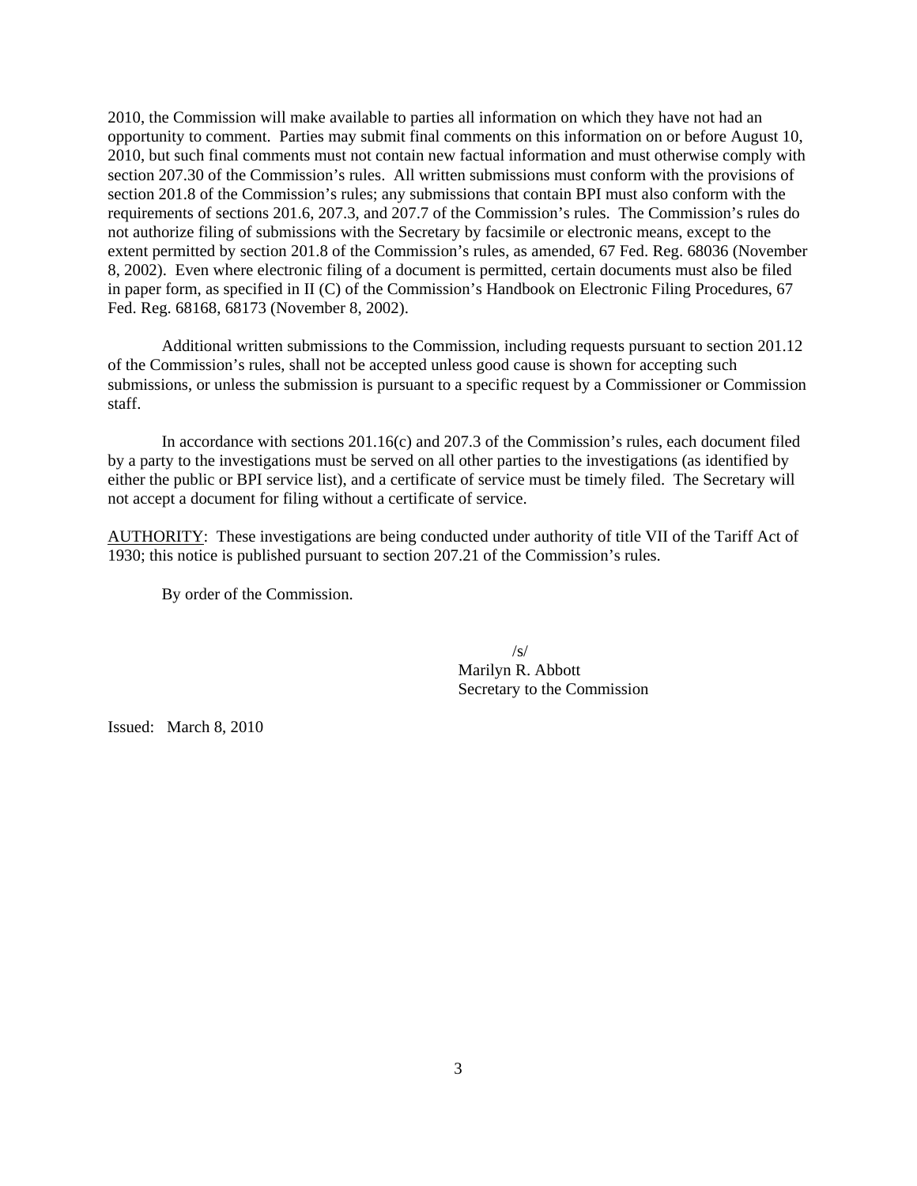2010, the Commission will make available to parties all information on which they have not had an opportunity to comment. Parties may submit final comments on this information on or before August 10, 2010, but such final comments must not contain new factual information and must otherwise comply with section 207.30 of the Commission's rules. All written submissions must conform with the provisions of section 201.8 of the Commission's rules; any submissions that contain BPI must also conform with the requirements of sections 201.6, 207.3, and 207.7 of the Commission's rules. The Commission's rules do not authorize filing of submissions with the Secretary by facsimile or electronic means, except to the extent permitted by section 201.8 of the Commission's rules, as amended, 67 Fed. Reg. 68036 (November 8, 2002). Even where electronic filing of a document is permitted, certain documents must also be filed in paper form, as specified in II (C) of the Commission's Handbook on Electronic Filing Procedures, 67 Fed. Reg. 68168, 68173 (November 8, 2002).

Additional written submissions to the Commission, including requests pursuant to section 201.12 of the Commission's rules, shall not be accepted unless good cause is shown for accepting such submissions, or unless the submission is pursuant to a specific request by a Commissioner or Commission staff.

In accordance with sections 201.16(c) and 207.3 of the Commission's rules, each document filed by a party to the investigations must be served on all other parties to the investigations (as identified by either the public or BPI service list), and a certificate of service must be timely filed. The Secretary will not accept a document for filing without a certificate of service.

AUTHORITY: These investigations are being conducted under authority of title VII of the Tariff Act of 1930; this notice is published pursuant to section 207.21 of the Commission's rules.

By order of the Commission.

/s/
Marilyn R. Abbott
Secretary to the Commission

Issued: March 8, 2010